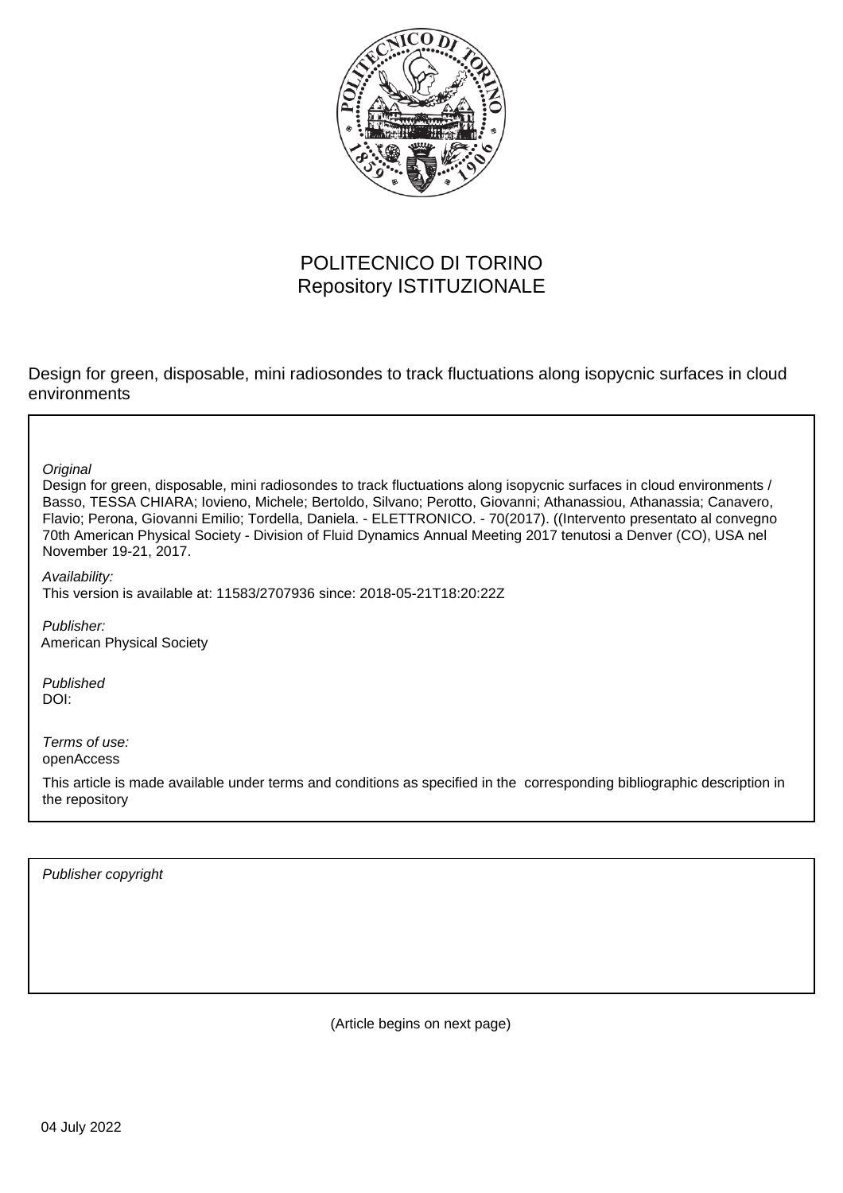POLITECNICO DI TORINO
Repository ISTITUZIONALE

Design for green, disposable, mini radiosondes to track fluctuations along isopycnic surfaces in cloud environments

*Original*
Design for green, disposable, mini radiosondes to track fluctuations along isopycnic surfaces in cloud environments / Basso, TESSA CHIARA; Iovieno, Michele; Bertoldo, Silvano; Perotto, Giovanni; Athanassiou, Athanassia; Canavero, Flavio; Perona, Giovanni Emilio; Tordella, Daniela. - ELETTRONICO. - 70(2017). ((Intervento presentato al convegno 70th American Physical Society - Division of Fluid Dynamics Annual Meeting 2017 tenutosi a Denver (CO), USA nel November 19-21, 2017.

*Availability:*
This version is available at: 11583/2707936 since: 2018-05-21T18:20:22Z

*Publisher:*
American Physical Society

*Published*
DOI:

*Terms of use:*
openAccess

This article is made available under terms and conditions as specified in the corresponding bibliographic description in the repository

*Publisher copyright*

(Article begins on next page)

04 July 2022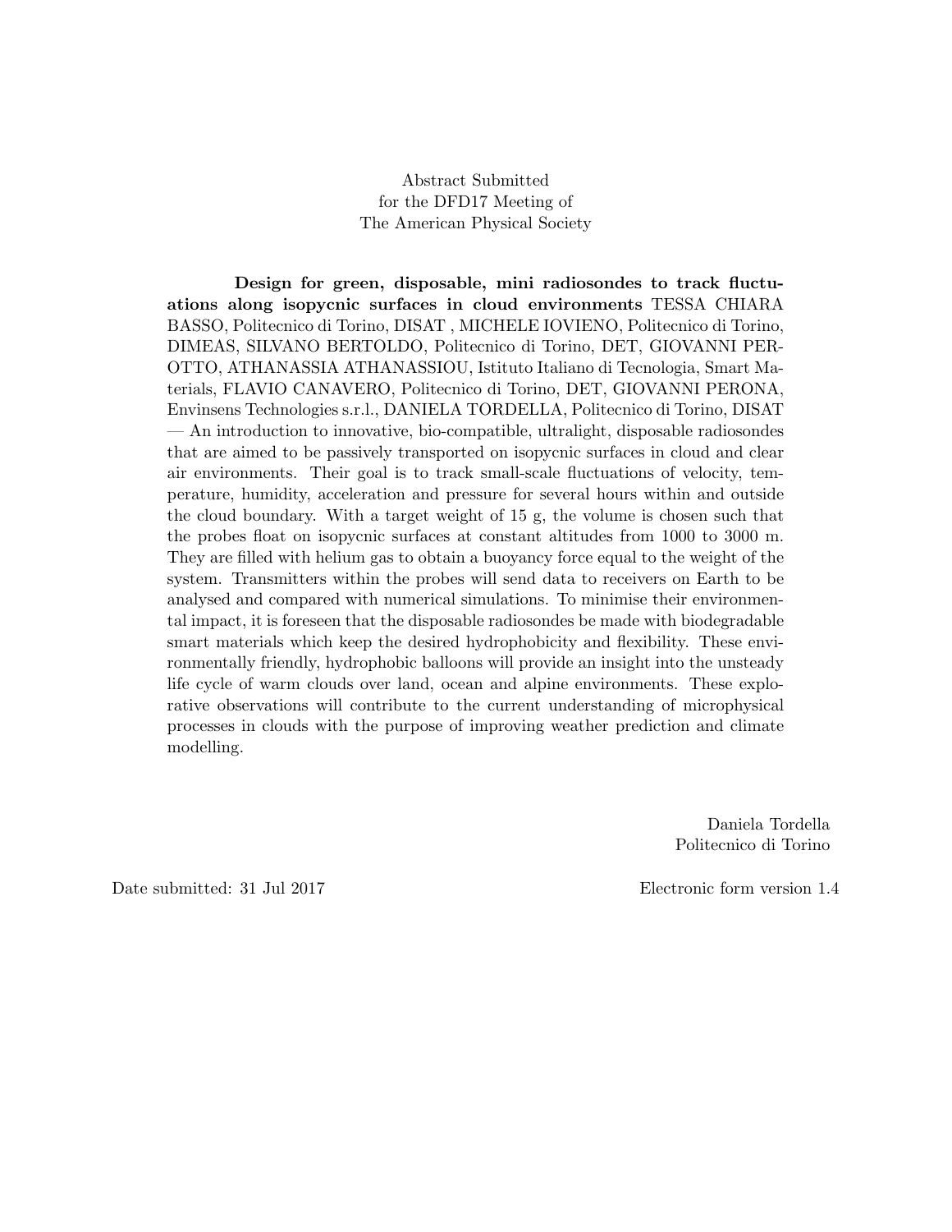Abstract Submitted
for the DFD17 Meeting of
The American Physical Society

**Design for green, disposable, mini radiosondes to track fluctuations along isopycnic surfaces in cloud environments** TESSA CHIARA BASSO, Politecnico di Torino, DISAT , MICHELE IOVIENO, Politecnico di Torino, DIMEAS, SILVANO BERTOLDO, Politecnico di Torino, DET, GIOVANNI PEROTTO, ATHANASSIA ATHANASSIOU, Istituto Italiano di Tecnologia, Smart Materials, FLAVIO CANAVERO, Politecnico di Torino, DET, GIOVANNI PERONA, Envinsens Technologies s.r.l., DANIELA TORDELLA, Politecnico di Torino, DISAT — An introduction to innovative, bio-compatible, ultralight, disposable radiosondes that are aimed to be passively transported on isopycnic surfaces in cloud and clear air environments. Their goal is to track small-scale fluctuations of velocity, temperature, humidity, acceleration and pressure for several hours within and outside the cloud boundary. With a target weight of 15 g, the volume is chosen such that the probes float on isopycnic surfaces at constant altitudes from 1000 to 3000 m. They are filled with helium gas to obtain a buoyancy force equal to the weight of the system. Transmitters within the probes will send data to receivers on Earth to be analysed and compared with numerical simulations. To minimise their environmental impact, it is foreseen that the disposable radiosondes be made with biodegradable smart materials which keep the desired hydrophobicity and flexibility. These environmentally friendly, hydrophobic balloons will provide an insight into the unsteady life cycle of warm clouds over land, ocean and alpine environments. These explorative observations will contribute to the current understanding of microphysical processes in clouds with the purpose of improving weather prediction and climate modelling.

Daniela Tordella
Politecnico di Torino

Date submitted: 31 Jul 2017

Electronic form version 1.4